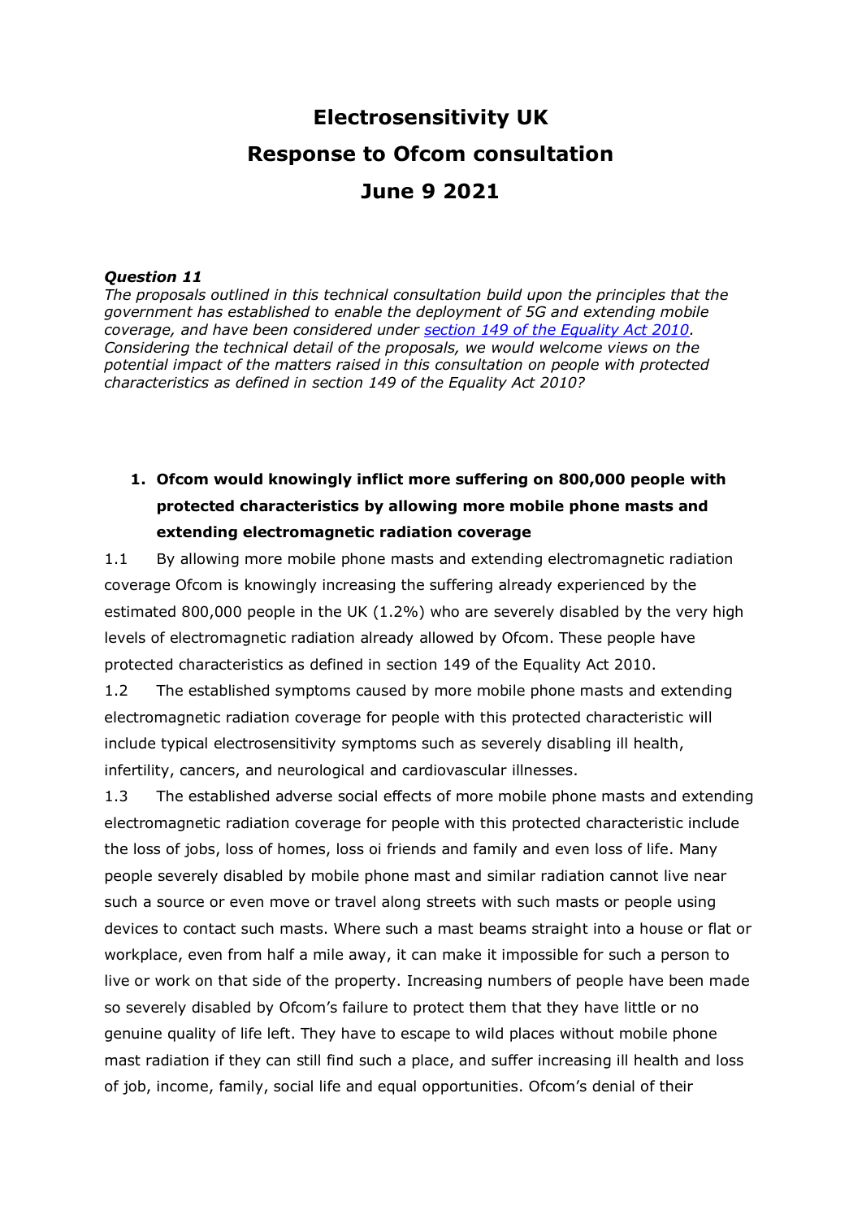# Electrosensitivity UK
# Response to Ofcom consultation
# June 9 2021

***Question 11***

*The proposals outlined in this technical consultation build upon the principles that the government has established to enable the deployment of 5G and extending mobile coverage, and have been considered under [section 149 of the Equality Act 2010](). Considering the technical detail of the proposals, we would welcome views on the potential impact of the matters raised in this consultation on people with protected characteristics as defined in section 149 of the Equality Act 2010?*

1. **Ofcom would knowingly inflict more suffering on 800,000 people with protected characteristics by allowing more mobile phone masts and extending electromagnetic radiation coverage**

1.1 By allowing more mobile phone masts and extending electromagnetic radiation coverage Ofcom is knowingly increasing the suffering already experienced by the estimated 800,000 people in the UK (1.2%) who are severely disabled by the very high levels of electromagnetic radiation already allowed by Ofcom. These people have protected characteristics as defined in section 149 of the Equality Act 2010.

1.2 The established symptoms caused by more mobile phone masts and extending electromagnetic radiation coverage for people with this protected characteristic will include typical electrosensitivity symptoms such as severely disabling ill health, infertility, cancers, and neurological and cardiovascular illnesses.

1.3 The established adverse social effects of more mobile phone masts and extending electromagnetic radiation coverage for people with this protected characteristic include the loss of jobs, loss of homes, loss oi friends and family and even loss of life. Many people severely disabled by mobile phone mast and similar radiation cannot live near such a source or even move or travel along streets with such masts or people using devices to contact such masts. Where such a mast beams straight into a house or flat or workplace, even from half a mile away, it can make it impossible for such a person to live or work on that side of the property. Increasing numbers of people have been made so severely disabled by Ofcom's failure to protect them that they have little or no genuine quality of life left. They have to escape to wild places without mobile phone mast radiation if they can still find such a place, and suffer increasing ill health and loss of job, income, family, social life and equal opportunities. Ofcom's denial of their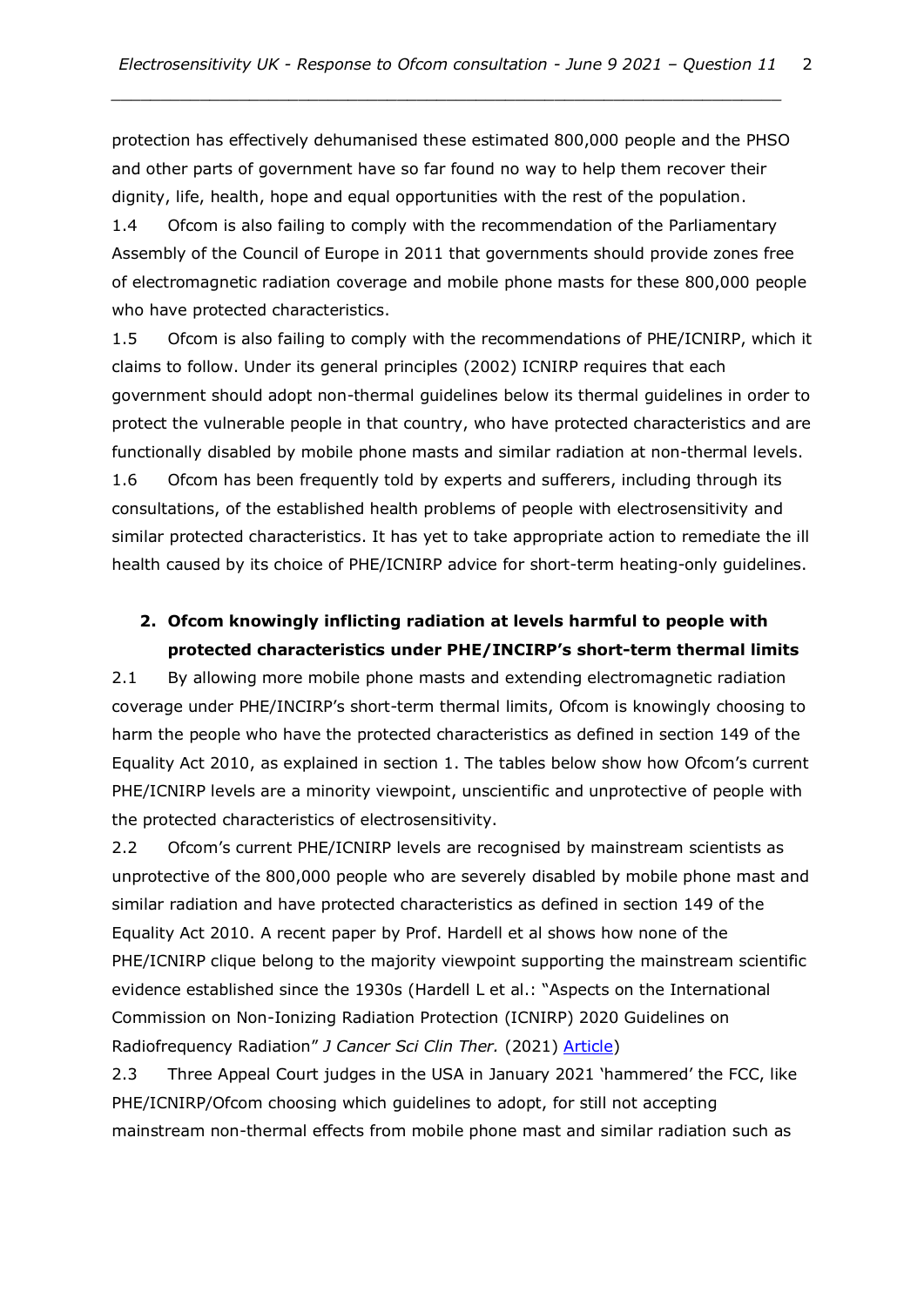protection has effectively dehumanised these estimated 800,000 people and the PHSO and other parts of government have so far found no way to help them recover their dignity, life, health, hope and equal opportunities with the rest of the population.

1.4 Ofcom is also failing to comply with the recommendation of the Parliamentary Assembly of the Council of Europe in 2011 that governments should provide zones free of electromagnetic radiation coverage and mobile phone masts for these 800,000 people who have protected characteristics.

1.5 Ofcom is also failing to comply with the recommendations of PHE/ICNIRP, which it claims to follow. Under its general principles (2002) ICNIRP requires that each government should adopt non-thermal guidelines below its thermal guidelines in order to protect the vulnerable people in that country, who have protected characteristics and are functionally disabled by mobile phone masts and similar radiation at non-thermal levels.

1.6 Ofcom has been frequently told by experts and sufferers, including through its consultations, of the established health problems of people with electrosensitivity and similar protected characteristics. It has yet to take appropriate action to remediate the ill health caused by its choice of PHE/ICNIRP advice for short-term heating-only guidelines.

## 2. Ofcom knowingly inflicting radiation at levels harmful to people with protected characteristics under PHE/INCIRP's short-term thermal limits

2.1 By allowing more mobile phone masts and extending electromagnetic radiation coverage under PHE/INCIRP's short-term thermal limits, Ofcom is knowingly choosing to harm the people who have the protected characteristics as defined in section 149 of the Equality Act 2010, as explained in section 1. The tables below show how Ofcom's current PHE/ICNIRP levels are a minority viewpoint, unscientific and unprotective of people with the protected characteristics of electrosensitivity.

2.2 Ofcom's current PHE/ICNIRP levels are recognised by mainstream scientists as unprotective of the 800,000 people who are severely disabled by mobile phone mast and similar radiation and have protected characteristics as defined in section 149 of the Equality Act 2010. A recent paper by Prof. Hardell et al shows how none of the PHE/ICNIRP clique belong to the majority viewpoint supporting the mainstream scientific evidence established since the 1930s (Hardell L et al.: "Aspects on the International Commission on Non-Ionizing Radiation Protection (ICNIRP) 2020 Guidelines on Radiofrequency Radiation" *J Cancer Sci Clin Ther.* (2021) Article)

2.3 Three Appeal Court judges in the USA in January 2021 'hammered' the FCC, like PHE/ICNIRP/Ofcom choosing which guidelines to adopt, for still not accepting mainstream non-thermal effects from mobile phone mast and similar radiation such as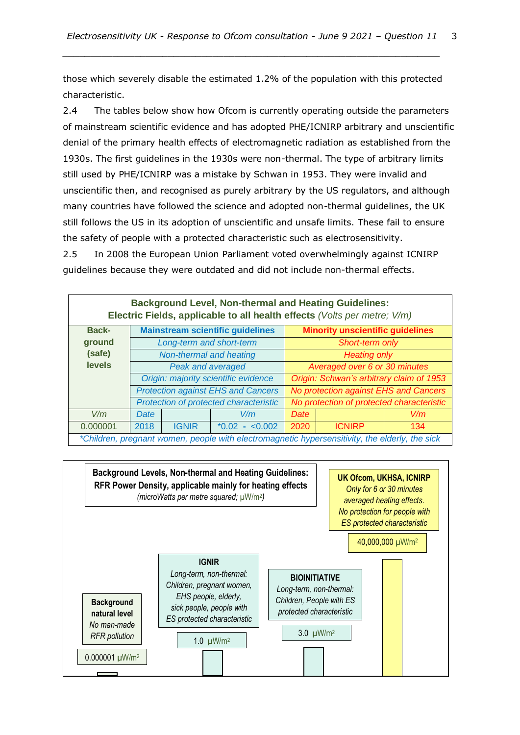those which severely disable the estimated 1.2% of the population with this protected characteristic.

2.4 The tables below show how Ofcom is currently operating outside the parameters of mainstream scientific evidence and has adopted PHE/ICNIRP arbitrary and unscientific denial of the primary health effects of electromagnetic radiation as established from the 1930s. The first guidelines in the 1930s were non-thermal. The type of arbitrary limits still used by PHE/ICNIRP was a mistake by Schwan in 1953. They were invalid and unscientific then, and recognised as purely arbitrary by the US regulators, and although many countries have followed the science and adopted non-thermal guidelines, the UK still follows the US in its adoption of unscientific and unsafe limits. These fail to ensure the safety of people with a protected characteristic such as electrosensitivity.

2.5 In 2008 the European Union Parliament voted overwhelmingly against ICNIRP guidelines because they were outdated and did not include non-thermal effects.

**Background Level, Non-thermal and Heating Guidelines: Electric Fields, applicable to all health effects** *(Volts per metre; V/m)*

| Back-ground (safe) levels | Mainstream scientific guidelines | | | Minority unscientific guidelines | | |
|---|---|---|---|---|---|---|
| | *Long-term and short-term* | | | *Short-term only* | | |
| | *Non-thermal and heating* | | | *Heating only* | | |
| | *Peak and averaged* | | | *Averaged over 6 or 30 minutes* | | |
| | *Origin: majority scientific evidence* | | | *Origin: Schwan's arbitrary claim of 1953* | | |
| | *Protection against EHS and Cancers* | | | *No protection against EHS and Cancers* | | |
| | *Protection of protected characteristic* | | | *No protection of protected characteristic* | | |
| *V/m* | *Date* | | *V/m* | *Date* | | *V/m* |
| 0.000001 | 2018 | IGNIR | *0.02 - <0.002 | 2020 | ICNIRP | 134 |

*Children, pregnant women, people with electromagnetic hypersensitivity, the elderly, the sick

**Background Levels, Non-thermal and Heating Guidelines: RFR Power Density, applicable mainly for heating effects** *(microWatts per metre squared; µW/m²)*

| Source | Description | Level |
|---|---|---|
| **Background natural level** | *No man-made RFR pollution* | 0.000001 µW/m² |
| **IGNIR** | *Long-term, non-thermal: Children, pregnant women, EHS people, elderly, sick people, people with ES protected characteristic* | 1.0 µW/m² |
| **BIOINITIATIVE** | *Long-term, non-thermal: Children, People with ES protected characteristic* | 3.0 µW/m² |
| **UK Ofcom, UKHSA, ICNIRP** | *Only for 6 or 30 minutes averaged heating effects. No protection for people with ES protected characteristic* | 40,000,000 µW/m² |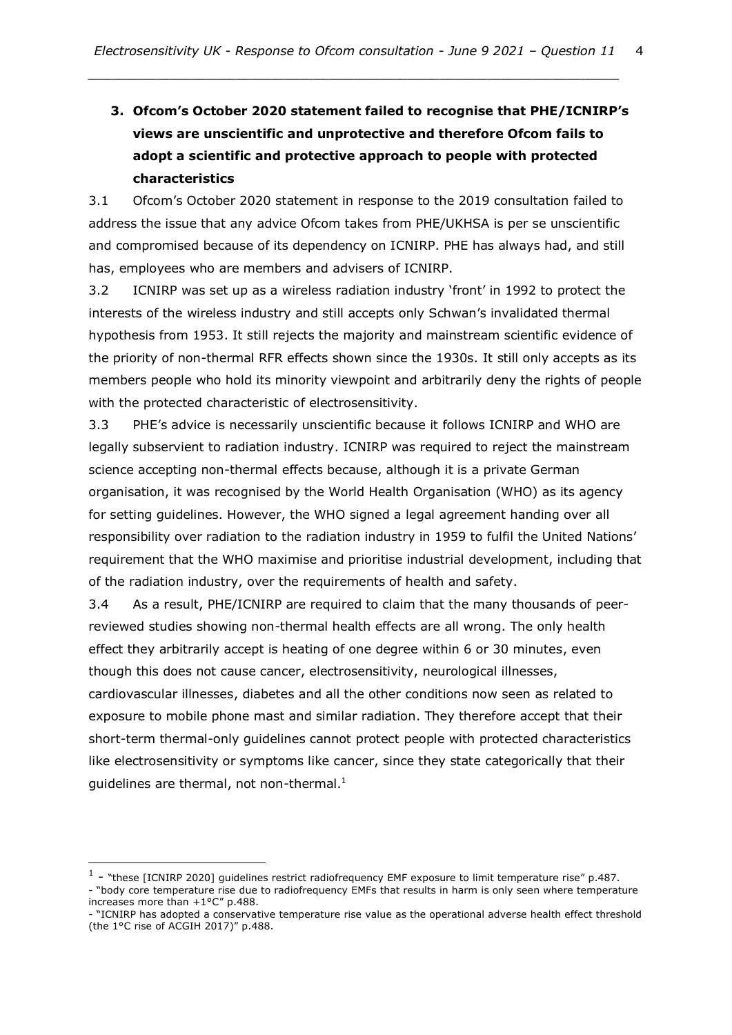### 3. Ofcom's October 2020 statement failed to recognise that PHE/ICNIRP's views are unscientific and unprotective and therefore Ofcom fails to adopt a scientific and protective approach to people with protected characteristics

3.1 Ofcom's October 2020 statement in response to the 2019 consultation failed to address the issue that any advice Ofcom takes from PHE/UKHSA is per se unscientific and compromised because of its dependency on ICNIRP. PHE has always had, and still has, employees who are members and advisers of ICNIRP.

3.2 ICNIRP was set up as a wireless radiation industry 'front' in 1992 to protect the interests of the wireless industry and still accepts only Schwan's invalidated thermal hypothesis from 1953. It still rejects the majority and mainstream scientific evidence of the priority of non-thermal RFR effects shown since the 1930s. It still only accepts as its members people who hold its minority viewpoint and arbitrarily deny the rights of people with the protected characteristic of electrosensitivity.

3.3 PHE's advice is necessarily unscientific because it follows ICNIRP and WHO are legally subservient to radiation industry. ICNIRP was required to reject the mainstream science accepting non-thermal effects because, although it is a private German organisation, it was recognised by the World Health Organisation (WHO) as its agency for setting guidelines. However, the WHO signed a legal agreement handing over all responsibility over radiation to the radiation industry in 1959 to fulfil the United Nations' requirement that the WHO maximise and prioritise industrial development, including that of the radiation industry, over the requirements of health and safety.

3.4 As a result, PHE/ICNIRP are required to claim that the many thousands of peer-reviewed studies showing non-thermal health effects are all wrong. The only health effect they arbitrarily accept is heating of one degree within 6 or 30 minutes, even though this does not cause cancer, electrosensitivity, neurological illnesses, cardiovascular illnesses, diabetes and all the other conditions now seen as related to exposure to mobile phone mast and similar radiation. They therefore accept that their short-term thermal-only guidelines cannot protect people with protected characteristics like electrosensitivity or symptoms like cancer, since they state categorically that their guidelines are thermal, not non-thermal.[1]

---

[1] - "these [ICNIRP 2020] guidelines restrict radiofrequency EMF exposure to limit temperature rise" p.487.
- "body core temperature rise due to radiofrequency EMFs that results in harm is only seen where temperature increases more than +1°C" p.488.
- "ICNIRP has adopted a conservative temperature rise value as the operational adverse health effect threshold (the 1°C rise of ACGIH 2017)" p.488.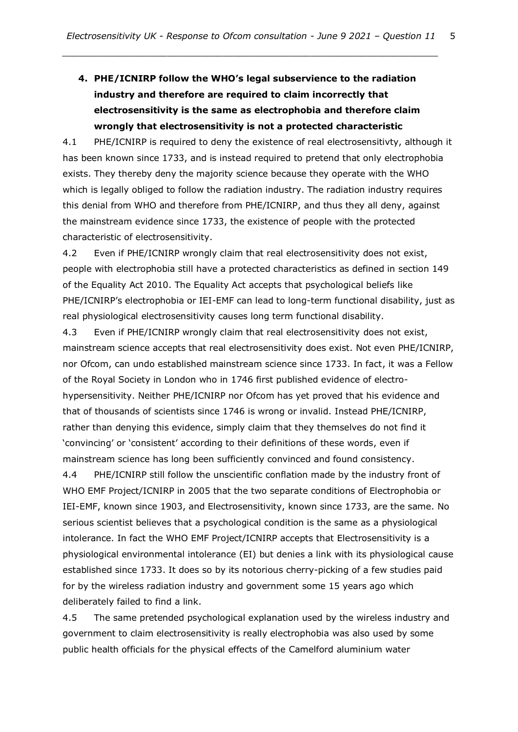**4. PHE/ICNIRP follow the WHO's legal subservience to the radiation industry and therefore are required to claim incorrectly that electrosensitivity is the same as electrophobia and therefore claim wrongly that electrosensitivity is not a protected characteristic**

4.1 PHE/ICNIRP is required to deny the existence of real electrosensitivty, although it has been known since 1733, and is instead required to pretend that only electrophobia exists. They thereby deny the majority science because they operate with the WHO which is legally obliged to follow the radiation industry. The radiation industry requires this denial from WHO and therefore from PHE/ICNIRP, and thus they all deny, against the mainstream evidence since 1733, the existence of people with the protected characteristic of electrosensitivity.

4.2 Even if PHE/ICNIRP wrongly claim that real electrosensitivity does not exist, people with electrophobia still have a protected characteristics as defined in section 149 of the Equality Act 2010. The Equality Act accepts that psychological beliefs like PHE/ICNIRP's electrophobia or IEI-EMF can lead to long-term functional disability, just as real physiological electrosensitivity causes long term functional disability.

4.3 Even if PHE/ICNIRP wrongly claim that real electrosensitivity does not exist, mainstream science accepts that real electrosensitivity does exist. Not even PHE/ICNIRP, nor Ofcom, can undo established mainstream science since 1733. In fact, it was a Fellow of the Royal Society in London who in 1746 first published evidence of electro-hypersensitivity. Neither PHE/ICNIRP nor Ofcom has yet proved that his evidence and that of thousands of scientists since 1746 is wrong or invalid. Instead PHE/ICNIRP, rather than denying this evidence, simply claim that they themselves do not find it 'convincing' or 'consistent' according to their definitions of these words, even if mainstream science has long been sufficiently convinced and found consistency.

4.4 PHE/ICNIRP still follow the unscientific conflation made by the industry front of WHO EMF Project/ICNIRP in 2005 that the two separate conditions of Electrophobia or IEI-EMF, known since 1903, and Electrosensitivity, known since 1733, are the same. No serious scientist believes that a psychological condition is the same as a physiological intolerance. In fact the WHO EMF Project/ICNIRP accepts that Electrosensitivity is a physiological environmental intolerance (EI) but denies a link with its physiological cause established since 1733. It does so by its notorious cherry-picking of a few studies paid for by the wireless radiation industry and government some 15 years ago which deliberately failed to find a link.

4.5 The same pretended psychological explanation used by the wireless industry and government to claim electrosensitivity is really electrophobia was also used by some public health officials for the physical effects of the Camelford aluminium water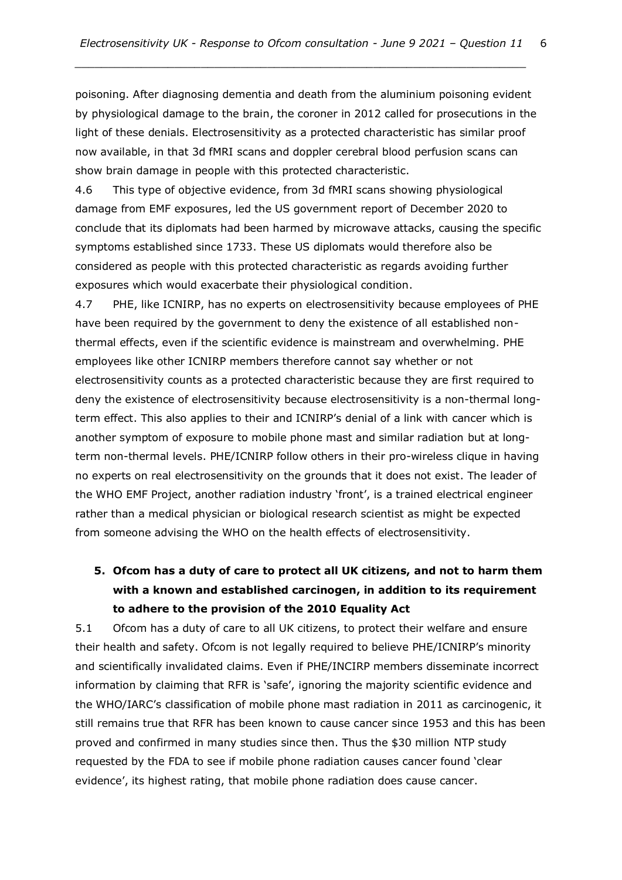poisoning. After diagnosing dementia and death from the aluminium poisoning evident by physiological damage to the brain, the coroner in 2012 called for prosecutions in the light of these denials. Electrosensitivity as a protected characteristic has similar proof now available, in that 3d fMRI scans and doppler cerebral blood perfusion scans can show brain damage in people with this protected characteristic.

4.6 This type of objective evidence, from 3d fMRI scans showing physiological damage from EMF exposures, led the US government report of December 2020 to conclude that its diplomats had been harmed by microwave attacks, causing the specific symptoms established since 1733. These US diplomats would therefore also be considered as people with this protected characteristic as regards avoiding further exposures which would exacerbate their physiological condition.

4.7 PHE, like ICNIRP, has no experts on electrosensitivity because employees of PHE have been required by the government to deny the existence of all established non-thermal effects, even if the scientific evidence is mainstream and overwhelming. PHE employees like other ICNIRP members therefore cannot say whether or not electrosensitivity counts as a protected characteristic because they are first required to deny the existence of electrosensitivity because electrosensitivity is a non-thermal long-term effect. This also applies to their and ICNIRP's denial of a link with cancer which is another symptom of exposure to mobile phone mast and similar radiation but at long-term non-thermal levels. PHE/ICNIRP follow others in their pro-wireless clique in having no experts on real electrosensitivity on the grounds that it does not exist. The leader of the WHO EMF Project, another radiation industry 'front', is a trained electrical engineer rather than a medical physician or biological research scientist as might be expected from someone advising the WHO on the health effects of electrosensitivity.

## 5. Ofcom has a duty of care to protect all UK citizens, and not to harm them with a known and established carcinogen, in addition to its requirement to adhere to the provision of the 2010 Equality Act

5.1 Ofcom has a duty of care to all UK citizens, to protect their welfare and ensure their health and safety. Ofcom is not legally required to believe PHE/ICNIRP's minority and scientifically invalidated claims. Even if PHE/INCIRP members disseminate incorrect information by claiming that RFR is 'safe', ignoring the majority scientific evidence and the WHO/IARC's classification of mobile phone mast radiation in 2011 as carcinogenic, it still remains true that RFR has been known to cause cancer since 1953 and this has been proved and confirmed in many studies since then. Thus the $30 million NTP study requested by the FDA to see if mobile phone radiation causes cancer found 'clear evidence', its highest rating, that mobile phone radiation does cause cancer.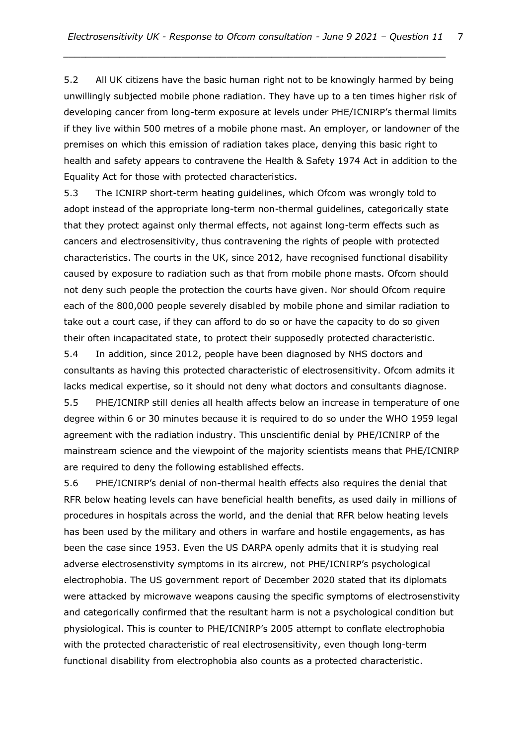5.2 All UK citizens have the basic human right not to be knowingly harmed by being unwillingly subjected mobile phone radiation. They have up to a ten times higher risk of developing cancer from long-term exposure at levels under PHE/ICNIRP's thermal limits if they live within 500 metres of a mobile phone mast. An employer, or landowner of the premises on which this emission of radiation takes place, denying this basic right to health and safety appears to contravene the Health & Safety 1974 Act in addition to the Equality Act for those with protected characteristics.

5.3 The ICNIRP short-term heating guidelines, which Ofcom was wrongly told to adopt instead of the appropriate long-term non-thermal guidelines, categorically state that they protect against only thermal effects, not against long-term effects such as cancers and electrosensitivity, thus contravening the rights of people with protected characteristics. The courts in the UK, since 2012, have recognised functional disability caused by exposure to radiation such as that from mobile phone masts. Ofcom should not deny such people the protection the courts have given. Nor should Ofcom require each of the 800,000 people severely disabled by mobile phone and similar radiation to take out a court case, if they can afford to do so or have the capacity to do so given their often incapacitated state, to protect their supposedly protected characteristic.

5.4 In addition, since 2012, people have been diagnosed by NHS doctors and consultants as having this protected characteristic of electrosensitivity. Ofcom admits it lacks medical expertise, so it should not deny what doctors and consultants diagnose.

5.5 PHE/ICNIRP still denies all health affects below an increase in temperature of one degree within 6 or 30 minutes because it is required to do so under the WHO 1959 legal agreement with the radiation industry. This unscientific denial by PHE/ICNIRP of the mainstream science and the viewpoint of the majority scientists means that PHE/ICNIRP are required to deny the following established effects.

5.6 PHE/ICNIRP's denial of non-thermal health effects also requires the denial that RFR below heating levels can have beneficial health benefits, as used daily in millions of procedures in hospitals across the world, and the denial that RFR below heating levels has been used by the military and others in warfare and hostile engagements, as has been the case since 1953. Even the US DARPA openly admits that it is studying real adverse electrosenstivity symptoms in its aircrew, not PHE/ICNIRP's psychological electrophobia. The US government report of December 2020 stated that its diplomats were attacked by microwave weapons causing the specific symptoms of electrosenstivity and categorically confirmed that the resultant harm is not a psychological condition but physiological. This is counter to PHE/ICNIRP's 2005 attempt to conflate electrophobia with the protected characteristic of real electrosensitivity, even though long-term functional disability from electrophobia also counts as a protected characteristic.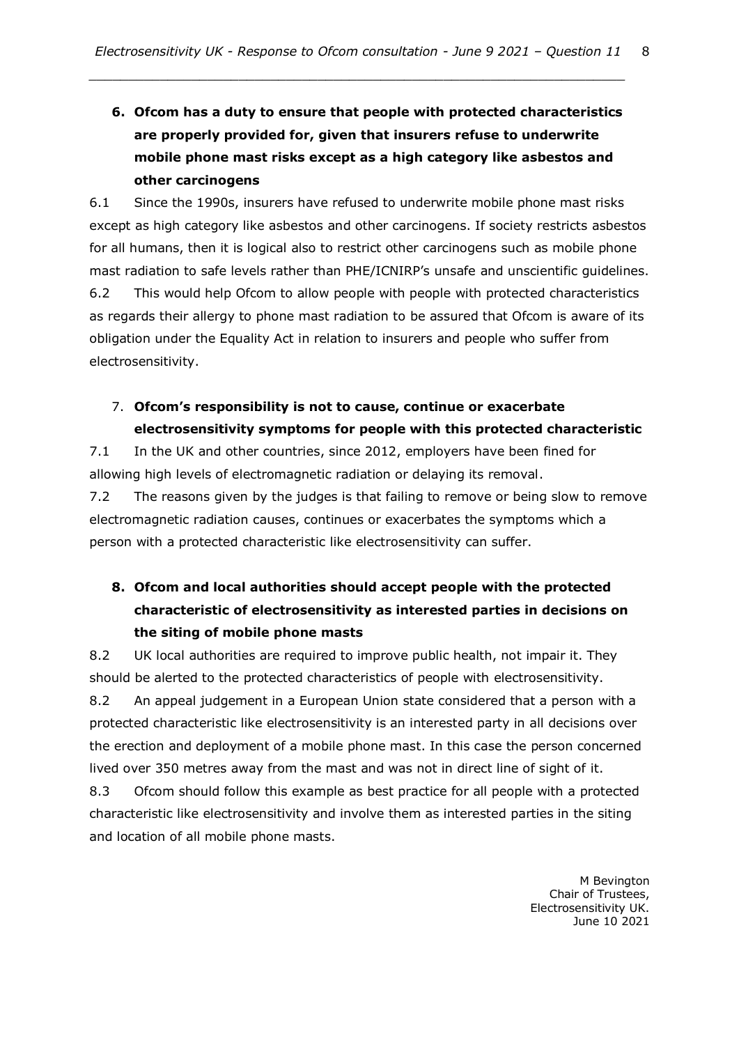**6. Ofcom has a duty to ensure that people with protected characteristics are properly provided for, given that insurers refuse to underwrite mobile phone mast risks except as a high category like asbestos and other carcinogens**

6.1 Since the 1990s, insurers have refused to underwrite mobile phone mast risks except as high category like asbestos and other carcinogens. If society restricts asbestos for all humans, then it is logical also to restrict other carcinogens such as mobile phone mast radiation to safe levels rather than PHE/ICNIRP's unsafe and unscientific guidelines.

6.2 This would help Ofcom to allow people with people with protected characteristics as regards their allergy to phone mast radiation to be assured that Ofcom is aware of its obligation under the Equality Act in relation to insurers and people who suffer from electrosensitivity.

**7. Ofcom's responsibility is not to cause, continue or exacerbate electrosensitivity symptoms for people with this protected characteristic**

7.1 In the UK and other countries, since 2012, employers have been fined for allowing high levels of electromagnetic radiation or delaying its removal.

7.2 The reasons given by the judges is that failing to remove or being slow to remove electromagnetic radiation causes, continues or exacerbates the symptoms which a person with a protected characteristic like electrosensitivity can suffer.

**8. Ofcom and local authorities should accept people with the protected characteristic of electrosensitivity as interested parties in decisions on the siting of mobile phone masts**

8.2 UK local authorities are required to improve public health, not impair it. They should be alerted to the protected characteristics of people with electrosensitivity.

8.2 An appeal judgement in a European Union state considered that a person with a protected characteristic like electrosensitivity is an interested party in all decisions over the erection and deployment of a mobile phone mast. In this case the person concerned lived over 350 metres away from the mast and was not in direct line of sight of it.

8.3 Ofcom should follow this example as best practice for all people with a protected characteristic like electrosensitivity and involve them as interested parties in the siting and location of all mobile phone masts.

M Bevington
Chair of Trustees,
Electrosensitivity UK.
June 10 2021